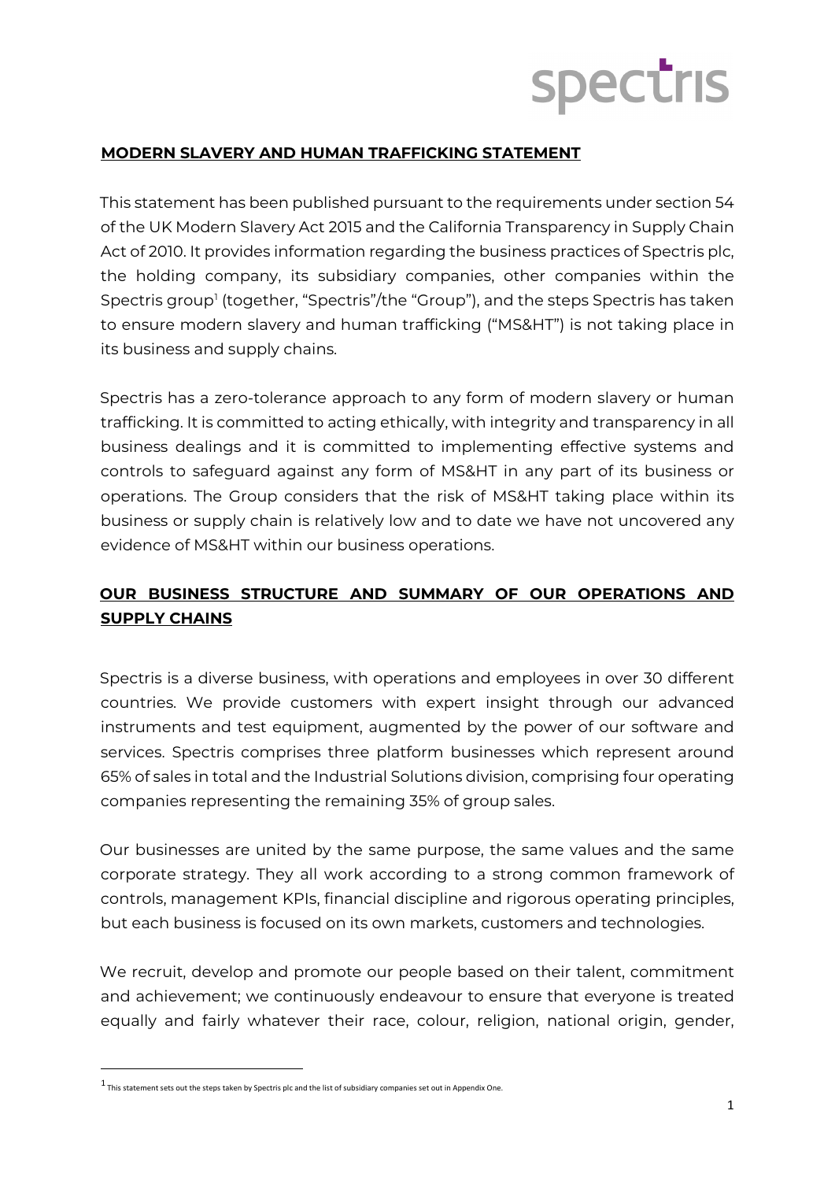## MODERN SLAVERY AND HUMAN TRAFFICKING STATEMENT

This statement has been published pursuant to the requirements under section 54 of the UK Modern Slavery Act 2015 and the California Transparency in Supply Chain Act of 2010. It provides information regarding the business practices of Spectris plc, the holding company, its subsidiary companies, other companies within the Spectris group[1] (together, "Spectris"/the "Group"), and the steps Spectris has taken to ensure modern slavery and human trafficking ("MS&HT") is not taking place in its business and supply chains.

Spectris has a zero-tolerance approach to any form of modern slavery or human trafficking. It is committed to acting ethically, with integrity and transparency in all business dealings and it is committed to implementing effective systems and controls to safeguard against any form of MS&HT in any part of its business or operations. The Group considers that the risk of MS&HT taking place within its business or supply chain is relatively low and to date we have not uncovered any evidence of MS&HT within our business operations.

## OUR BUSINESS STRUCTURE AND SUMMARY OF OUR OPERATIONS AND SUPPLY CHAINS

Spectris is a diverse business, with operations and employees in over 30 different countries. We provide customers with expert insight through our advanced instruments and test equipment, augmented by the power of our software and services. Spectris comprises three platform businesses which represent around 65% of sales in total and the Industrial Solutions division, comprising four operating companies representing the remaining 35% of group sales.

Our businesses are united by the same purpose, the same values and the same corporate strategy. They all work according to a strong common framework of controls, management KPIs, financial discipline and rigorous operating principles, but each business is focused on its own markets, customers and technologies.

We recruit, develop and promote our people based on their talent, commitment and achievement; we continuously endeavour to ensure that everyone is treated equally and fairly whatever their race, colour, religion, national origin, gender,

---

[1] This statement sets out the steps taken by Spectris plc and the list of subsidiary companies set out in Appendix One.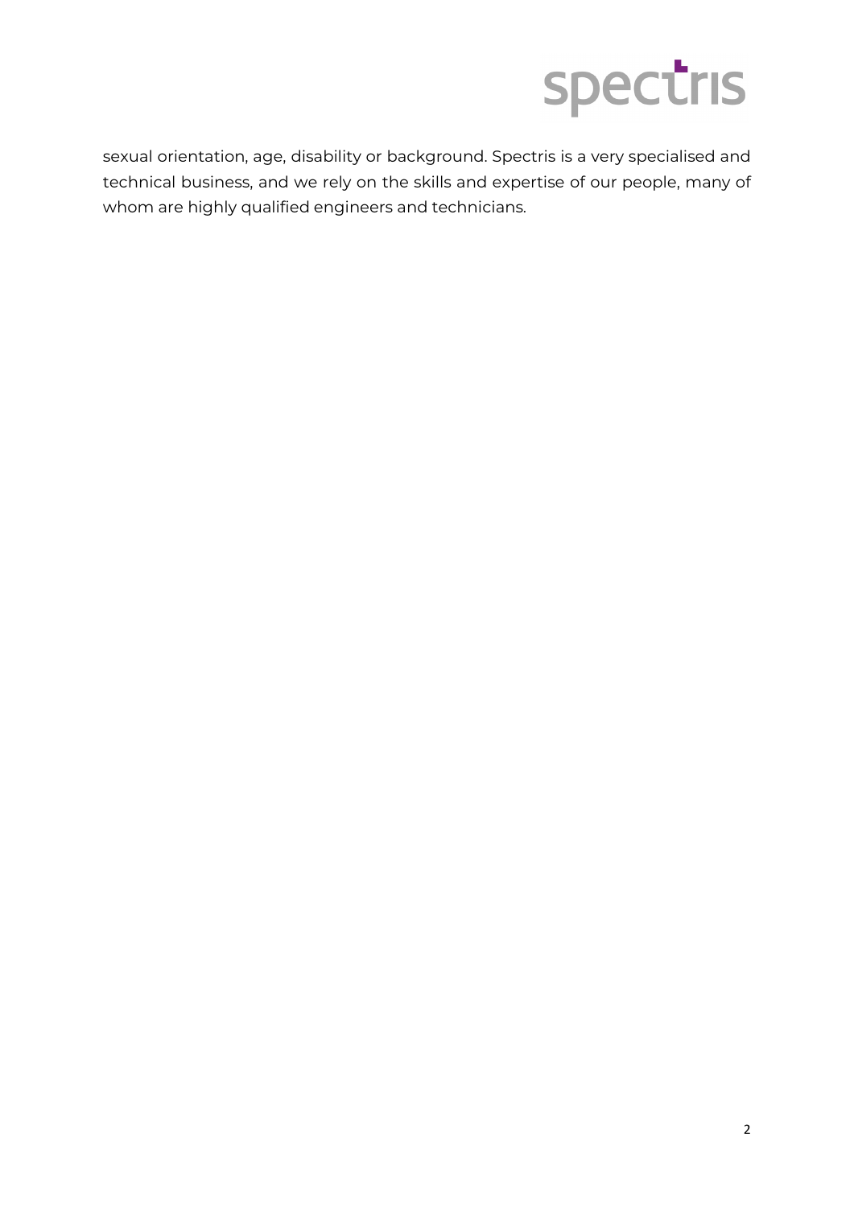sexual orientation, age, disability or background. Spectris is a very specialised and technical business, and we rely on the skills and expertise of our people, many of whom are highly qualified engineers and technicians.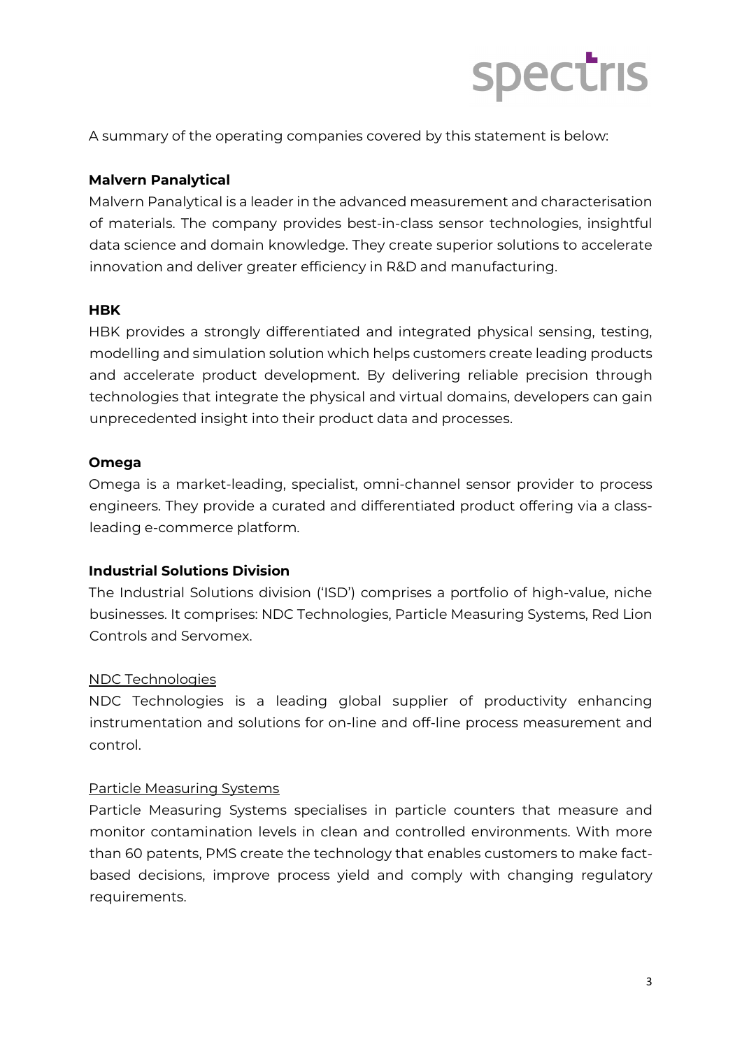A summary of the operating companies covered by this statement is below:

**Malvern Panalytical**

Malvern Panalytical is a leader in the advanced measurement and characterisation of materials. The company provides best-in-class sensor technologies, insightful data science and domain knowledge. They create superior solutions to accelerate innovation and deliver greater efficiency in R&D and manufacturing.

**HBK**

HBK provides a strongly differentiated and integrated physical sensing, testing, modelling and simulation solution which helps customers create leading products and accelerate product development. By delivering reliable precision through technologies that integrate the physical and virtual domains, developers can gain unprecedented insight into their product data and processes.

**Omega**

Omega is a market-leading, specialist, omni-channel sensor provider to process engineers. They provide a curated and differentiated product offering via a class-leading e-commerce platform.

**Industrial Solutions Division**

The Industrial Solutions division ('ISD') comprises a portfolio of high-value, niche businesses. It comprises: NDC Technologies, Particle Measuring Systems, Red Lion Controls and Servomex.

<u>NDC Technologies</u>

NDC Technologies is a leading global supplier of productivity enhancing instrumentation and solutions for on-line and off-line process measurement and control.

<u>Particle Measuring Systems</u>

Particle Measuring Systems specialises in particle counters that measure and monitor contamination levels in clean and controlled environments. With more than 60 patents, PMS create the technology that enables customers to make fact-based decisions, improve process yield and comply with changing regulatory requirements.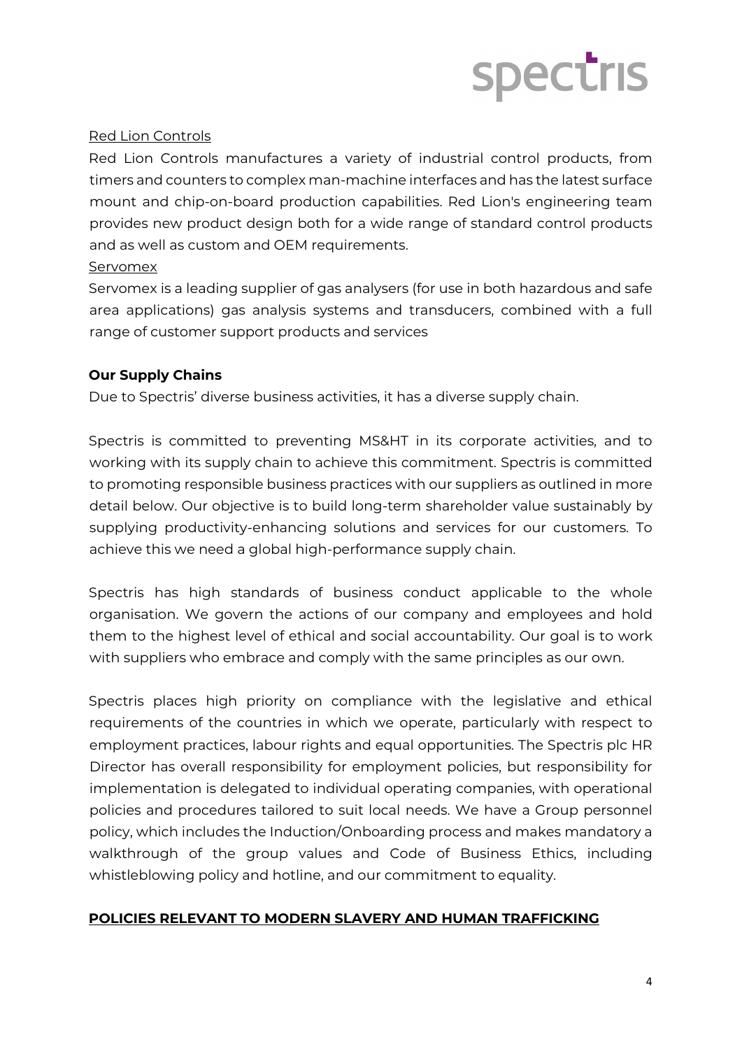Red Lion Controls

Red Lion Controls manufactures a variety of industrial control products, from timers and counters to complex man-machine interfaces and has the latest surface mount and chip-on-board production capabilities. Red Lion's engineering team provides new product design both for a wide range of standard control products and as well as custom and OEM requirements.

Servomex

Servomex is a leading supplier of gas analysers (for use in both hazardous and safe area applications) gas analysis systems and transducers, combined with a full range of customer support products and services

**Our Supply Chains**

Due to Spectris' diverse business activities, it has a diverse supply chain.

Spectris is committed to preventing MS&HT in its corporate activities, and to working with its supply chain to achieve this commitment. Spectris is committed to promoting responsible business practices with our suppliers as outlined in more detail below. Our objective is to build long-term shareholder value sustainably by supplying productivity-enhancing solutions and services for our customers. To achieve this we need a global high-performance supply chain.

Spectris has high standards of business conduct applicable to the whole organisation. We govern the actions of our company and employees and hold them to the highest level of ethical and social accountability. Our goal is to work with suppliers who embrace and comply with the same principles as our own.

Spectris places high priority on compliance with the legislative and ethical requirements of the countries in which we operate, particularly with respect to employment practices, labour rights and equal opportunities. The Spectris plc HR Director has overall responsibility for employment policies, but responsibility for implementation is delegated to individual operating companies, with operational policies and procedures tailored to suit local needs. We have a Group personnel policy, which includes the Induction/Onboarding process and makes mandatory a walkthrough of the group values and Code of Business Ethics, including whistleblowing policy and hotline, and our commitment to equality.

## POLICIES RELEVANT TO MODERN SLAVERY AND HUMAN TRAFFICKING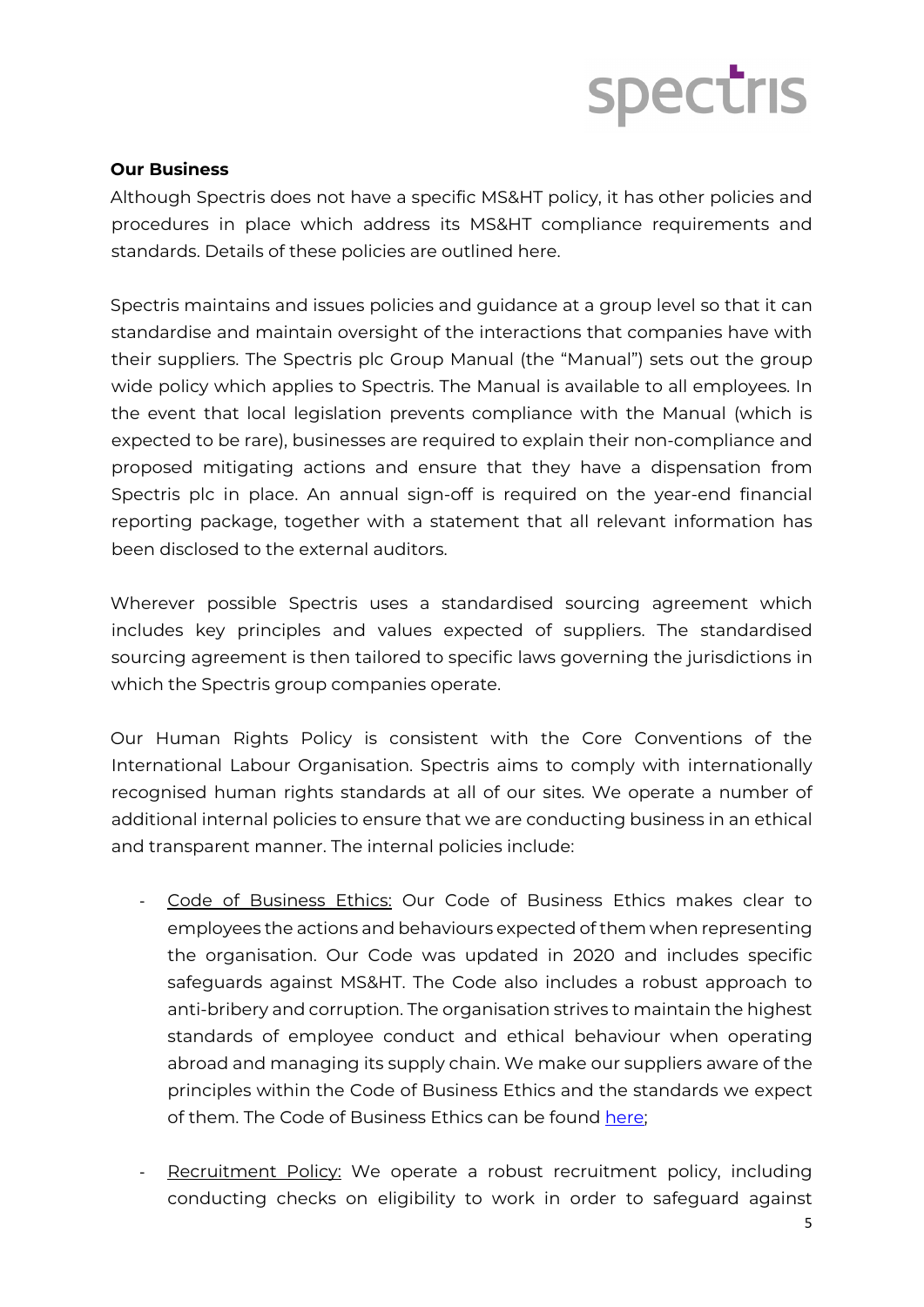**Our Business**

Although Spectris does not have a specific MS&HT policy, it has other policies and procedures in place which address its MS&HT compliance requirements and standards. Details of these policies are outlined here.

Spectris maintains and issues policies and guidance at a group level so that it can standardise and maintain oversight of the interactions that companies have with their suppliers. The Spectris plc Group Manual (the "Manual") sets out the group wide policy which applies to Spectris. The Manual is available to all employees. In the event that local legislation prevents compliance with the Manual (which is expected to be rare), businesses are required to explain their non-compliance and proposed mitigating actions and ensure that they have a dispensation from Spectris plc in place. An annual sign-off is required on the year-end financial reporting package, together with a statement that all relevant information has been disclosed to the external auditors.

Wherever possible Spectris uses a standardised sourcing agreement which includes key principles and values expected of suppliers. The standardised sourcing agreement is then tailored to specific laws governing the jurisdictions in which the Spectris group companies operate.

Our Human Rights Policy is consistent with the Core Conventions of the International Labour Organisation. Spectris aims to comply with internationally recognised human rights standards at all of our sites. We operate a number of additional internal policies to ensure that we are conducting business in an ethical and transparent manner. The internal policies include:

- Code of Business Ethics: Our Code of Business Ethics makes clear to employees the actions and behaviours expected of them when representing the organisation. Our Code was updated in 2020 and includes specific safeguards against MS&HT. The Code also includes a robust approach to anti-bribery and corruption. The organisation strives to maintain the highest standards of employee conduct and ethical behaviour when operating abroad and managing its supply chain. We make our suppliers aware of the principles within the Code of Business Ethics and the standards we expect of them. The Code of Business Ethics can be found here;

- Recruitment Policy: We operate a robust recruitment policy, including conducting checks on eligibility to work in order to safeguard against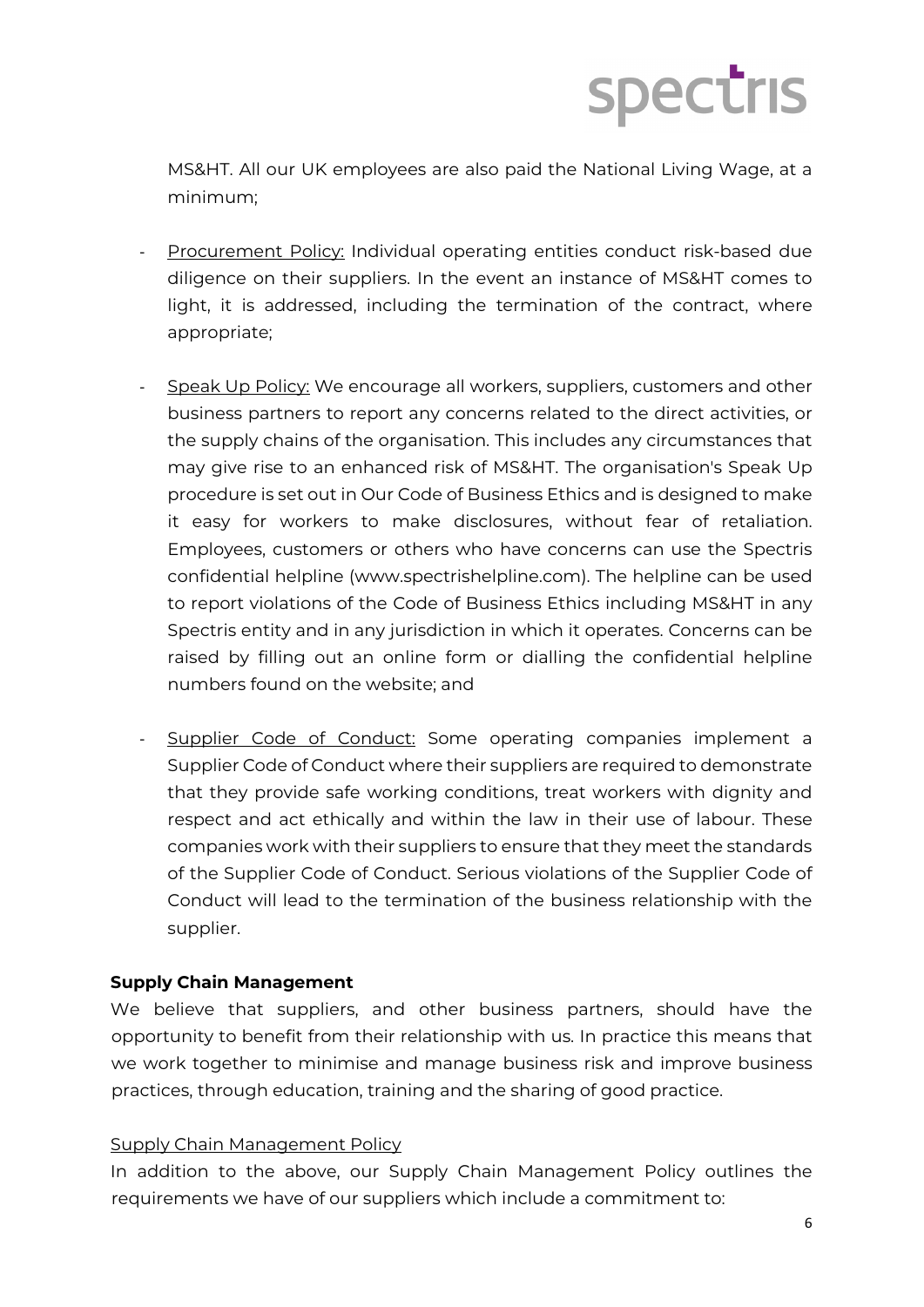MS&HT. All our UK employees are also paid the National Living Wage, at a minimum;

- Procurement Policy: Individual operating entities conduct risk-based due diligence on their suppliers. In the event an instance of MS&HT comes to light, it is addressed, including the termination of the contract, where appropriate;

- Speak Up Policy: We encourage all workers, suppliers, customers and other business partners to report any concerns related to the direct activities, or the supply chains of the organisation. This includes any circumstances that may give rise to an enhanced risk of MS&HT. The organisation's Speak Up procedure is set out in Our Code of Business Ethics and is designed to make it easy for workers to make disclosures, without fear of retaliation. Employees, customers or others who have concerns can use the Spectris confidential helpline (www.spectrishelpline.com). The helpline can be used to report violations of the Code of Business Ethics including MS&HT in any Spectris entity and in any jurisdiction in which it operates. Concerns can be raised by filling out an online form or dialling the confidential helpline numbers found on the website; and

- Supplier Code of Conduct: Some operating companies implement a Supplier Code of Conduct where their suppliers are required to demonstrate that they provide safe working conditions, treat workers with dignity and respect and act ethically and within the law in their use of labour. These companies work with their suppliers to ensure that they meet the standards of the Supplier Code of Conduct. Serious violations of the Supplier Code of Conduct will lead to the termination of the business relationship with the supplier.

**Supply Chain Management**

We believe that suppliers, and other business partners, should have the opportunity to benefit from their relationship with us. In practice this means that we work together to minimise and manage business risk and improve business practices, through education, training and the sharing of good practice.

Supply Chain Management Policy

In addition to the above, our Supply Chain Management Policy outlines the requirements we have of our suppliers which include a commitment to: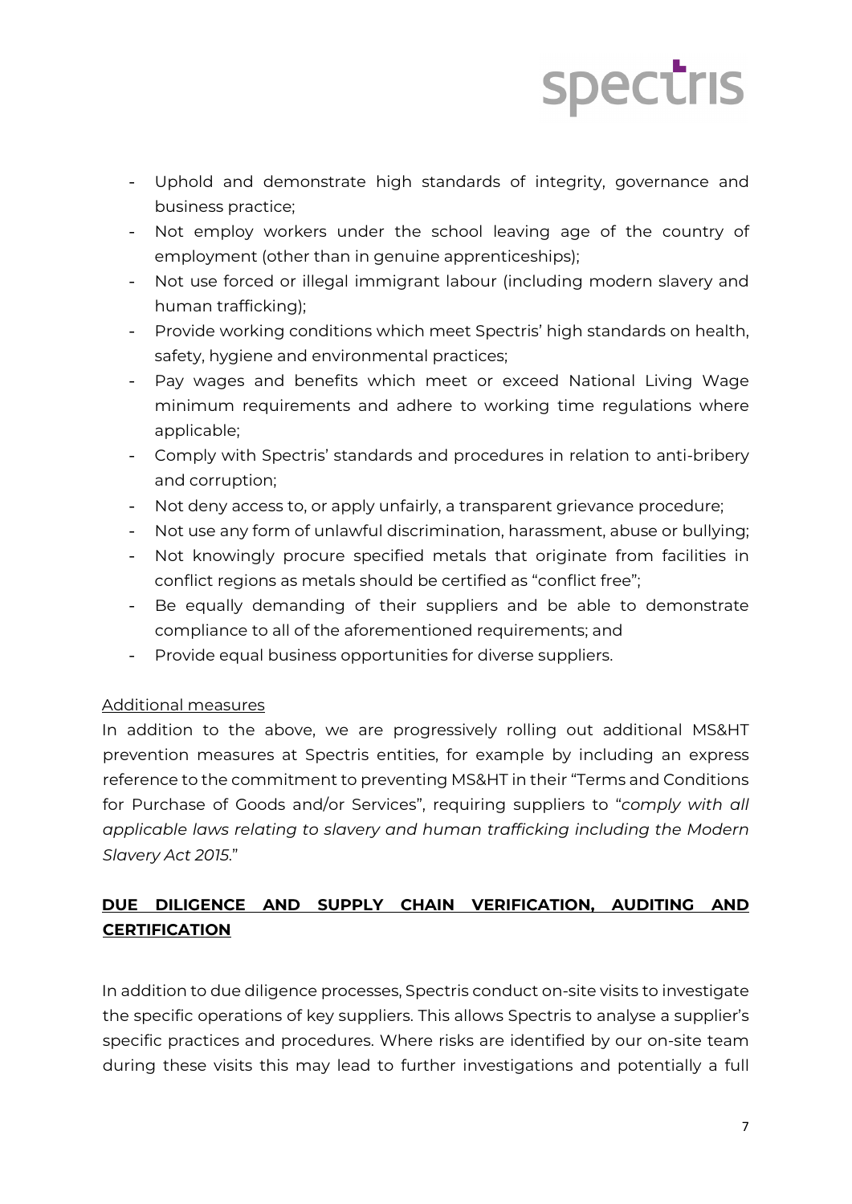- Uphold and demonstrate high standards of integrity, governance and business practice;
- Not employ workers under the school leaving age of the country of employment (other than in genuine apprenticeships);
- Not use forced or illegal immigrant labour (including modern slavery and human trafficking);
- Provide working conditions which meet Spectris' high standards on health, safety, hygiene and environmental practices;
- Pay wages and benefits which meet or exceed National Living Wage minimum requirements and adhere to working time regulations where applicable;
- Comply with Spectris' standards and procedures in relation to anti-bribery and corruption;
- Not deny access to, or apply unfairly, a transparent grievance procedure;
- Not use any form of unlawful discrimination, harassment, abuse or bullying;
- Not knowingly procure specified metals that originate from facilities in conflict regions as metals should be certified as "conflict free";
- Be equally demanding of their suppliers and be able to demonstrate compliance to all of the aforementioned requirements; and
- Provide equal business opportunities for diverse suppliers.

Additional measures

In addition to the above, we are progressively rolling out additional MS&HT prevention measures at Spectris entities, for example by including an express reference to the commitment to preventing MS&HT in their "Terms and Conditions for Purchase of Goods and/or Services", requiring suppliers to "*comply with all applicable laws relating to slavery and human trafficking including the Modern Slavery Act 2015*."

## **DUE DILIGENCE AND SUPPLY CHAIN VERIFICATION, AUDITING AND CERTIFICATION**

In addition to due diligence processes, Spectris conduct on-site visits to investigate the specific operations of key suppliers. This allows Spectris to analyse a supplier's specific practices and procedures. Where risks are identified by our on-site team during these visits this may lead to further investigations and potentially a full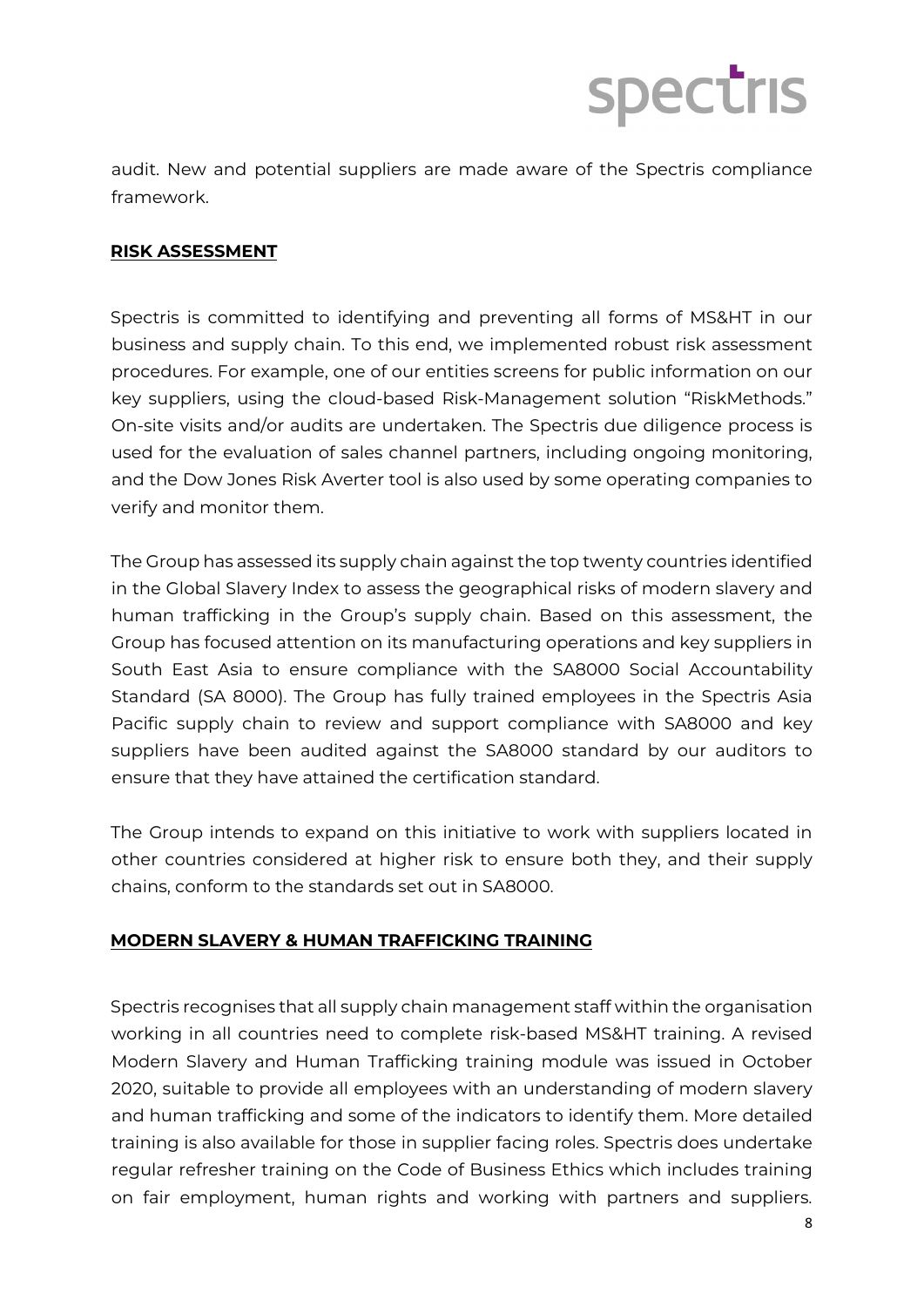audit. New and potential suppliers are made aware of the Spectris compliance framework.

## RISK ASSESSMENT

Spectris is committed to identifying and preventing all forms of MS&HT in our business and supply chain. To this end, we implemented robust risk assessment procedures. For example, one of our entities screens for public information on our key suppliers, using the cloud-based Risk-Management solution "RiskMethods." On-site visits and/or audits are undertaken. The Spectris due diligence process is used for the evaluation of sales channel partners, including ongoing monitoring, and the Dow Jones Risk Averter tool is also used by some operating companies to verify and monitor them.

The Group has assessed its supply chain against the top twenty countries identified in the Global Slavery Index to assess the geographical risks of modern slavery and human trafficking in the Group's supply chain. Based on this assessment, the Group has focused attention on its manufacturing operations and key suppliers in South East Asia to ensure compliance with the SA8000 Social Accountability Standard (SA 8000). The Group has fully trained employees in the Spectris Asia Pacific supply chain to review and support compliance with SA8000 and key suppliers have been audited against the SA8000 standard by our auditors to ensure that they have attained the certification standard.

The Group intends to expand on this initiative to work with suppliers located in other countries considered at higher risk to ensure both they, and their supply chains, conform to the standards set out in SA8000.

## MODERN SLAVERY & HUMAN TRAFFICKING TRAINING

Spectris recognises that all supply chain management staff within the organisation working in all countries need to complete risk-based MS&HT training. A revised Modern Slavery and Human Trafficking training module was issued in October 2020, suitable to provide all employees with an understanding of modern slavery and human trafficking and some of the indicators to identify them. More detailed training is also available for those in supplier facing roles. Spectris does undertake regular refresher training on the Code of Business Ethics which includes training on fair employment, human rights and working with partners and suppliers.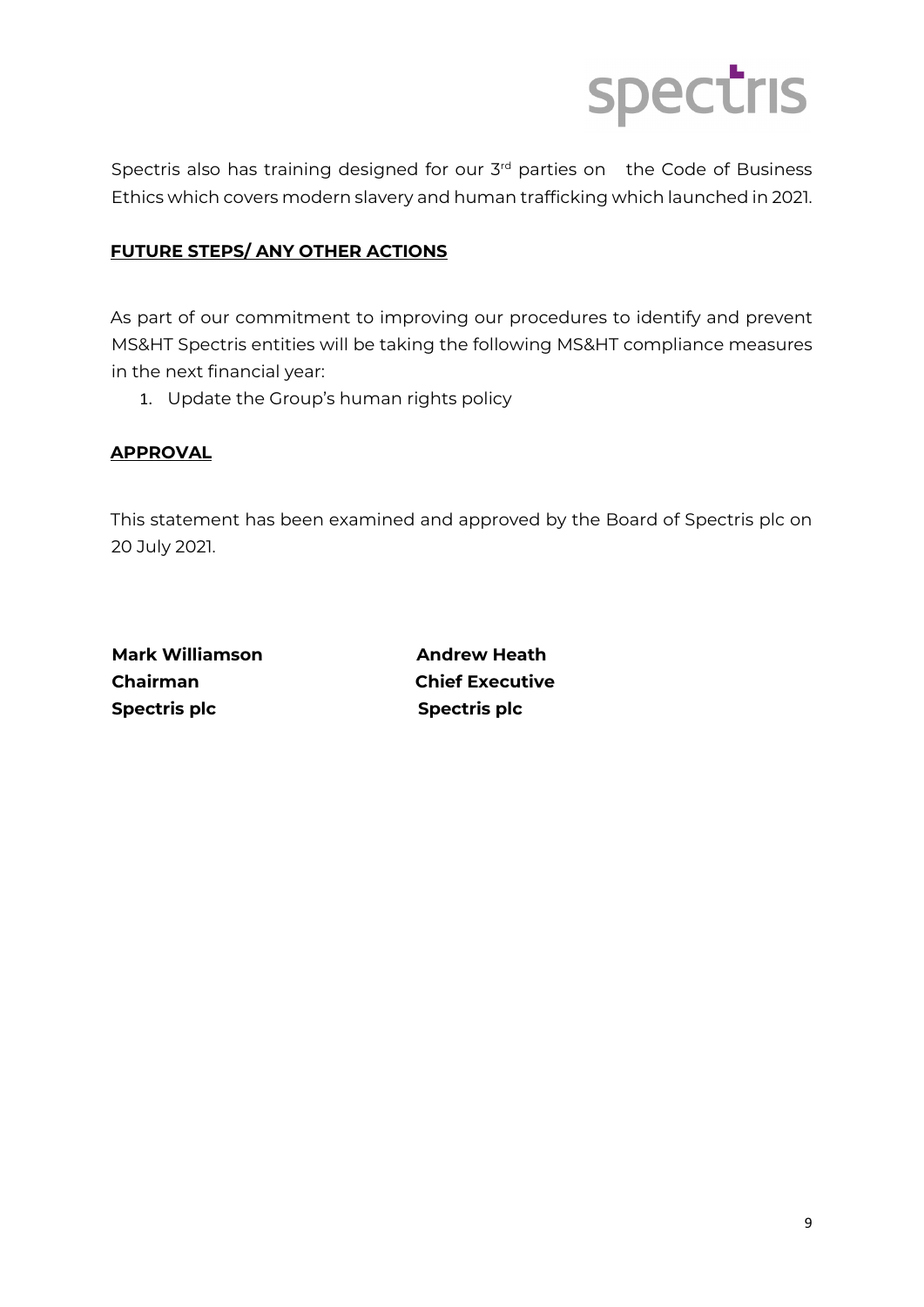Spectris also has training designed for our 3rd parties on the Code of Business Ethics which covers modern slavery and human trafficking which launched in 2021.

**FUTURE STEPS/ ANY OTHER ACTIONS**

As part of our commitment to improving our procedures to identify and prevent MS&HT Spectris entities will be taking the following MS&HT compliance measures in the next financial year:

1. Update the Group's human rights policy

**APPROVAL**

This statement has been examined and approved by the Board of Spectris plc on 20 July 2021.

| **Mark Williamson** | **Andrew Heath** |
|---|---|
| **Chairman** | **Chief Executive** |
| **Spectris plc** | **Spectris plc** |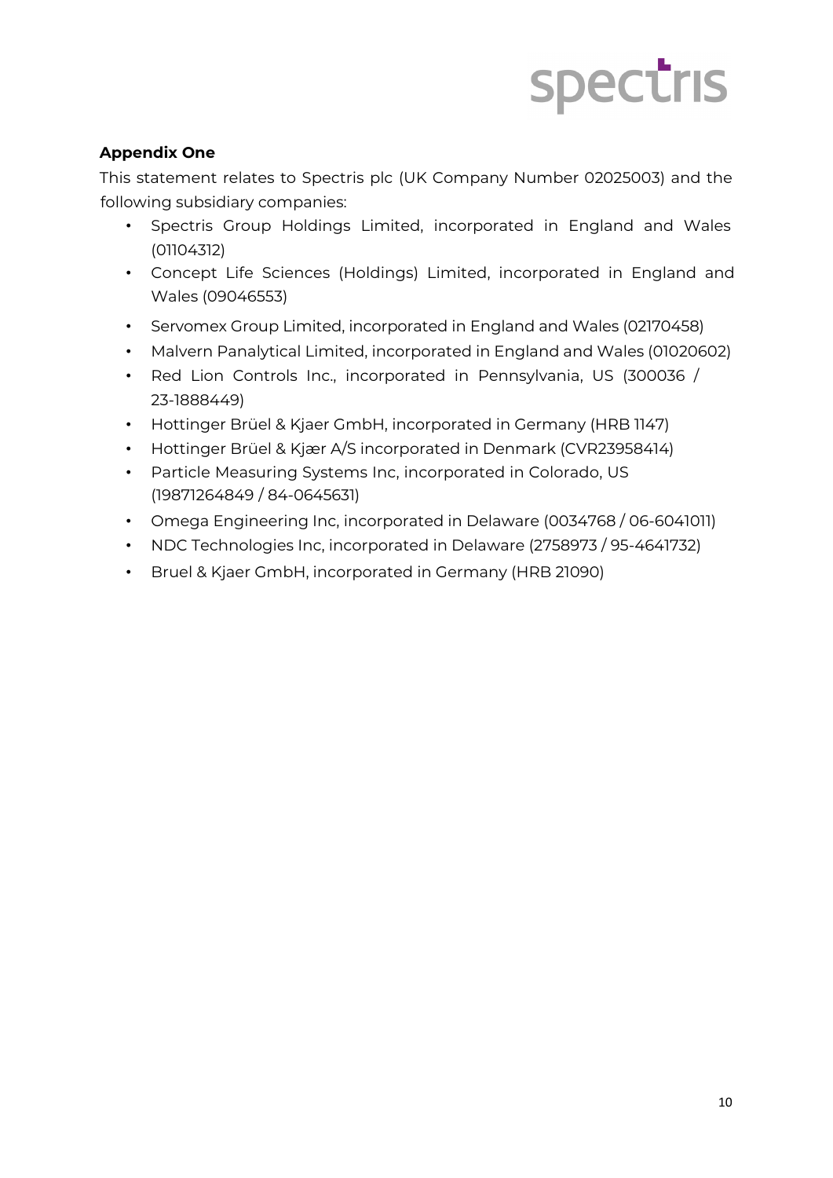**Appendix One**

This statement relates to Spectris plc (UK Company Number 02025003) and the following subsidiary companies:

- Spectris Group Holdings Limited, incorporated in England and Wales (01104312)
- Concept Life Sciences (Holdings) Limited, incorporated in England and Wales (09046553)
- Servomex Group Limited, incorporated in England and Wales (02170458)
- Malvern Panalytical Limited, incorporated in England and Wales (01020602)
- Red Lion Controls Inc., incorporated in Pennsylvania, US (300036 / 23-1888449)
- Hottinger Brüel & Kjaer GmbH, incorporated in Germany (HRB 1147)
- Hottinger Brüel & Kjær A/S incorporated in Denmark (CVR23958414)
- Particle Measuring Systems Inc, incorporated in Colorado, US (19871264849 / 84-0645631)
- Omega Engineering Inc, incorporated in Delaware (0034768 / 06-6041011)
- NDC Technologies Inc, incorporated in Delaware (2758973 / 95-4641732)
- Bruel & Kjaer GmbH, incorporated in Germany (HRB 21090)